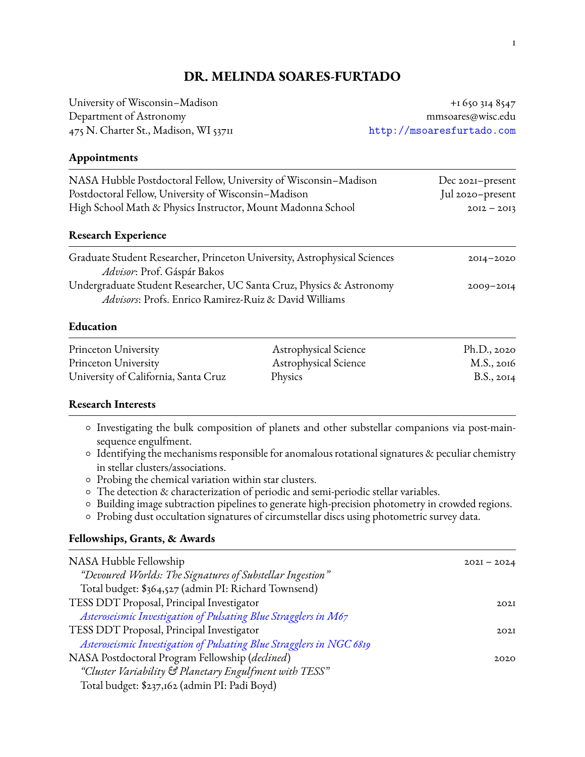# DR. MELINDA SOARES-FURTADO

University of Wisconsin–Madison
Department of Astronomy
475 N. Charter St., Madison, WI 53711

+1 650 314 8547
mmsoares@wisc.edu
http://msoaresfurtado.com

## Appointments

| | |
|---|---|
| NASA Hubble Postdoctoral Fellow, University of Wisconsin–Madison | Dec 2021–present |
| Postdoctoral Fellow, University of Wisconsin–Madison | Jul 2020–present |
| High School Math & Physics Instructor, Mount Madonna School | 2012 – 2013 |

## Research Experience

Graduate Student Researcher, Princeton University, Astrophysical Sciences — 2014–2020
*Advisor*: Prof. Gáspár Bakos

Undergraduate Student Researcher, UC Santa Cruz, Physics & Astronomy — 2009–2014
*Advisors*: Profs. Enrico Ramirez-Ruiz & David Williams

## Education

| | | |
|---|---|---|
| Princeton University | Astrophysical Science | Ph.D., 2020 |
| Princeton University | Astrophysical Science | M.S., 2016 |
| University of California, Santa Cruz | Physics | B.S., 2014 |

## Research Interests

- Investigating the bulk composition of planets and other substellar companions via post-main-sequence engulfment.
- Identifying the mechanisms responsible for anomalous rotational signatures & peculiar chemistry in stellar clusters/associations.
- Probing the chemical variation within star clusters.
- The detection & characterization of periodic and semi-periodic stellar variables.
- Building image subtraction pipelines to generate high-precision photometry in crowded regions.
- Probing dust occultation signatures of circumstellar discs using photometric survey data.

## Fellowships, Grants, & Awards

NASA Hubble Fellowship — 2021 – 2024
*"Devoured Worlds: The Signatures of Substellar Ingestion"*
Total budget: $364,527 (admin PI: Richard Townsend)

TESS DDT Proposal, Principal Investigator — 2021
*Asteroseismic Investigation of Pulsating Blue Stragglers in M67*

TESS DDT Proposal, Principal Investigator — 2021
*Asteroseismic Investigation of Pulsating Blue Stragglers in NGC 6819*

NASA Postdoctoral Program Fellowship (*declined*) — 2020
*"Cluster Variability & Planetary Engulfment with TESS"*
Total budget: $237,162 (admin PI: Padi Boyd)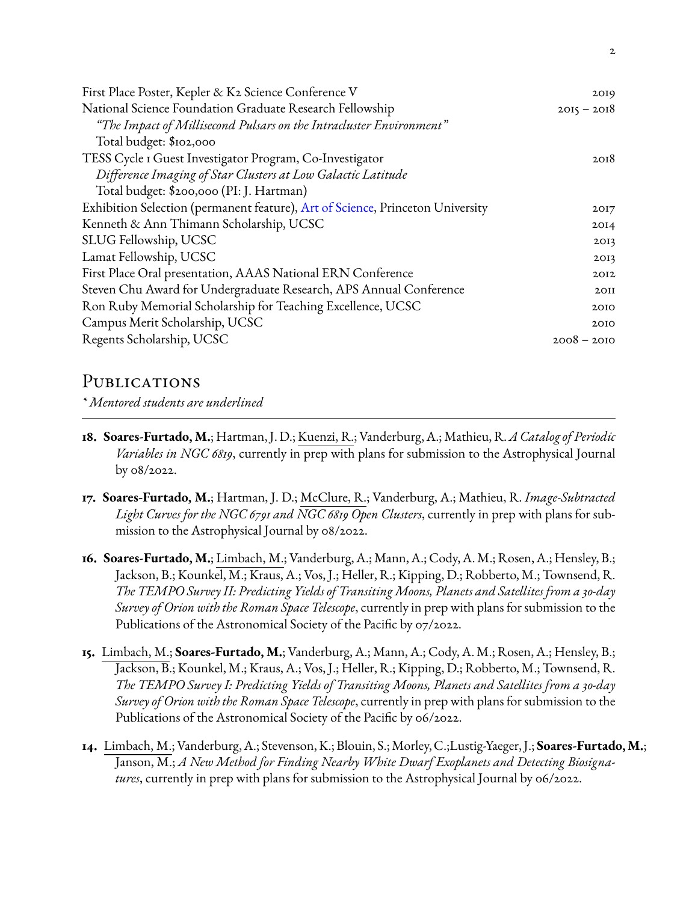First Place Poster, Kepler & K2 Science Conference V — 2019

National Science Foundation Graduate Research Fellowship — 2015 – 2018
*"The Impact of Millisecond Pulsars on the Intracluster Environment"*
Total budget: $102,000

TESS Cycle 1 Guest Investigator Program, Co-Investigator — 2018
*Difference Imaging of Star Clusters at Low Galactic Latitude*
Total budget: $200,000 (PI: J. Hartman)

Exhibition Selection (permanent feature), Art of Science, Princeton University — 2017

Kenneth & Ann Thimann Scholarship, UCSC — 2014

SLUG Fellowship, UCSC — 2013

Lamat Fellowship, UCSC — 2013

First Place Oral presentation, AAAS National ERN Conference — 2012

Steven Chu Award for Undergraduate Research, APS Annual Conference — 2011

Ron Ruby Memorial Scholarship for Teaching Excellence, UCSC — 2010

Campus Merit Scholarship, UCSC — 2010

Regents Scholarship, UCSC — 2008 – 2010

## Publications

*\* Mentored students are underlined*

---

18. **Soares-Furtado, M.**; Hartman, J. D.; <u>Kuenzi, R.</u>; Vanderburg, A.; Mathieu, R. *A Catalog of Periodic Variables in NGC 6819*, currently in prep with plans for submission to the Astrophysical Journal by 08/2022.

17. **Soares-Furtado, M.**; Hartman, J. D.; <u>McClure, R.</u>; Vanderburg, A.; Mathieu, R. *Image-Subtracted Light Curves for the NGC 6791 and NGC 6819 Open Clusters*, currently in prep with plans for submission to the Astrophysical Journal by 08/2022.

16. **Soares-Furtado, M.**; <u>Limbach, M.</u>; Vanderburg, A.; Mann, A.; Cody, A. M.; Rosen, A.; Hensley, B.; Jackson, B.; Kounkel, M.; Kraus, A.; Vos, J.; Heller, R.; Kipping, D.; Robberto, M.; Townsend, R. *The TEMPO Survey II: Predicting Yields of Transiting Moons, Planets and Satellites from a 30-day Survey of Orion with the Roman Space Telescope*, currently in prep with plans for submission to the Publications of the Astronomical Society of the Pacific by 07/2022.

15. <u>Limbach, M.</u>; **Soares-Furtado, M.**; Vanderburg, A.; Mann, A.; Cody, A. M.; Rosen, A.; Hensley, B.; Jackson, B.; Kounkel, M.; Kraus, A.; Vos, J.; Heller, R.; Kipping, D.; Robberto, M.; Townsend, R. *The TEMPO Survey I: Predicting Yields of Transiting Moons, Planets and Satellites from a 30-day Survey of Orion with the Roman Space Telescope*, currently in prep with plans for submission to the Publications of the Astronomical Society of the Pacific by 06/2022.

14. <u>Limbach, M.</u>; Vanderburg, A.; Stevenson, K.; Blouin, S.; Morley, C.;Lustig-Yaeger, J.; **Soares-Furtado, M.**; Janson, M.; *A New Method for Finding Nearby White Dwarf Exoplanets and Detecting Biosignatures*, currently in prep with plans for submission to the Astrophysical Journal by 06/2022.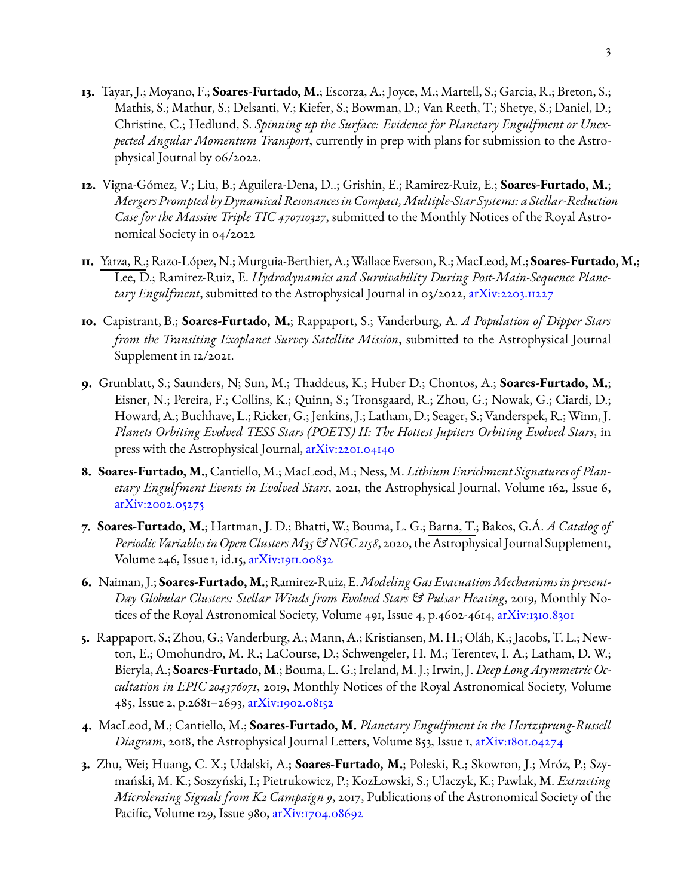**13.** Tayar, J.; Moyano, F.; **Soares-Furtado, M.**; Escorza, A.; Joyce, M.; Martell, S.; Garcia, R.; Breton, S.; Mathis, S.; Mathur, S.; Delsanti, V.; Kiefer, S.; Bowman, D.; Van Reeth, T.; Shetye, S.; Daniel, D.; Christine, C.; Hedlund, S. *Spinning up the Surface: Evidence for Planetary Engulfment or Unexpected Angular Momentum Transport*, currently in prep with plans for submission to the Astrophysical Journal by 06/2022.

**12.** Vigna-Gómez, V.; Liu, B.; Aguilera-Dena, D..; Grishin, E.; Ramirez-Ruiz, E.; **Soares-Furtado, M.**; *Mergers Prompted by Dynamical Resonances in Compact, Multiple-Star Systems: a Stellar-Reduction Case for the Massive Triple TIC 470710327*, submitted to the Monthly Notices of the Royal Astronomical Society in 04/2022

**11.** Yarza, R.; Razo-López, N.; Murguia-Berthier, A.; Wallace Everson, R.; MacLeod, M.; **Soares-Furtado, M.**; Lee, D.; Ramirez-Ruiz, E. *Hydrodynamics and Survivability During Post-Main-Sequence Planetary Engulfment*, submitted to the Astrophysical Journal in 03/2022, arXiv:2203.11227

**10.** Capistrant, B.; **Soares-Furtado, M.**; Rappaport, S.; Vanderburg, A. *A Population of Dipper Stars from the Transiting Exoplanet Survey Satellite Mission*, submitted to the Astrophysical Journal Supplement in 12/2021.

**9.** Grunblatt, S.; Saunders, N; Sun, M.; Thaddeus, K.; Huber D.; Chontos, A.; **Soares-Furtado, M.**; Eisner, N.; Pereira, F.; Collins, K.; Quinn, S.; Tronsgaard, R.; Zhou, G.; Nowak, G.; Ciardi, D.; Howard, A.; Buchhave, L.; Ricker, G.; Jenkins, J.; Latham, D.; Seager, S.; Vanderspek, R.; Winn, J. *Planets Orbiting Evolved TESS Stars (POETS) II: The Hottest Jupiters Orbiting Evolved Stars*, in press with the Astrophysical Journal, arXiv:2201.04140

**8.** **Soares-Furtado, M.**, Cantiello, M.; MacLeod, M.; Ness, M. *Lithium Enrichment Signatures of Planetary Engulfment Events in Evolved Stars*, 2021, the Astrophysical Journal, Volume 162, Issue 6, arXiv:2002.05275

**7.** **Soares-Furtado, M.**; Hartman, J. D.; Bhatti, W.; Bouma, L. G.; Barna, T.; Bakos, G.Á. *A Catalog of Periodic Variables in Open Clusters M35 & NGC 2158*, 2020, the Astrophysical Journal Supplement, Volume 246, Issue 1, id.15, arXiv:1911.00832

**6.** Naiman, J.; **Soares-Furtado, M.**; Ramirez-Ruiz, E. *Modeling Gas Evacuation Mechanisms in present-Day Globular Clusters: Stellar Winds from Evolved Stars & Pulsar Heating*, 2019, Monthly Notices of the Royal Astronomical Society, Volume 491, Issue 4, p.4602-4614, arXiv:1310.8301

**5.** Rappaport, S.; Zhou, G.; Vanderburg, A.; Mann, A.; Kristiansen, M. H.; Oláh, K.; Jacobs, T. L.; Newton, E.; Omohundro, M. R.; LaCourse, D.; Schwengeler, H. M.; Terentev, I. A.; Latham, D. W.; Bieryla, A.; **Soares-Furtado, M**.; Bouma, L. G.; Ireland, M. J.; Irwin, J. *Deep Long Asymmetric Occultation in EPIC 204376071*, 2019, Monthly Notices of the Royal Astronomical Society, Volume 485, Issue 2, p.2681–2693, arXiv:1902.08152

**4.** MacLeod, M.; Cantiello, M.; **Soares-Furtado, M.** *Planetary Engulfment in the Hertzsprung-Russell Diagram*, 2018, the Astrophysical Journal Letters, Volume 853, Issue 1, arXiv:1801.04274

**3.** Zhu, Wei; Huang, C. X.; Udalski, A.; **Soares-Furtado, M.**; Poleski, R.; Skowron, J.; Mróz, P.; Szymański, M. K.; Soszyński, I.; Pietrukowicz, P.; KozŁowski, S.; Ulaczyk, K.; Pawlak, M. *Extracting Microlensing Signals from K2 Campaign 9*, 2017, Publications of the Astronomical Society of the Pacific, Volume 129, Issue 980, arXiv:1704.08692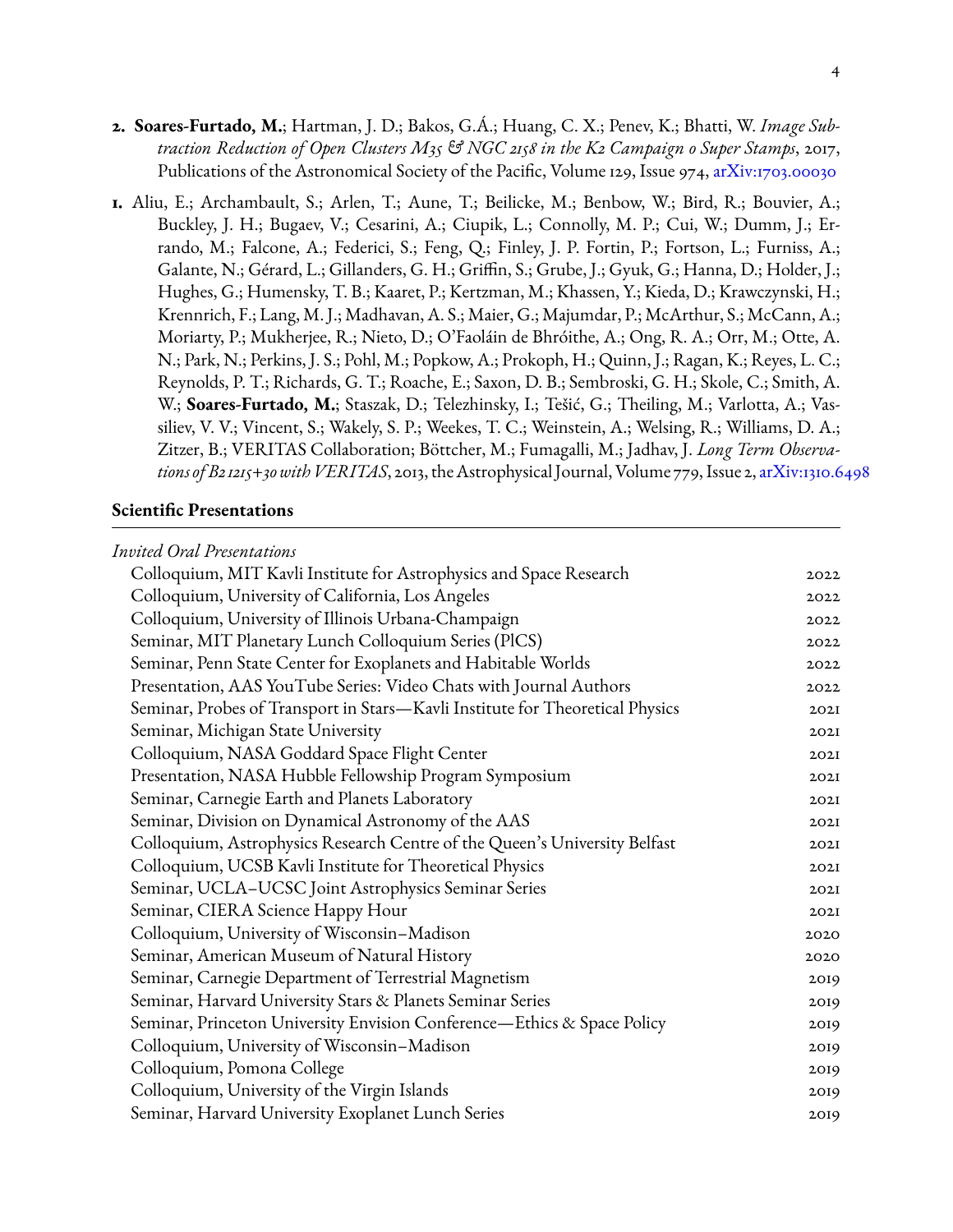2. **Soares-Furtado, M.**; Hartman, J. D.; Bakos, G.Á.; Huang, C. X.; Penev, K.; Bhatti, W. *Image Subtraction Reduction of Open Clusters M35 & NGC 2158 in the K2 Campaign 0 Super Stamps*, 2017, Publications of the Astronomical Society of the Pacific, Volume 129, Issue 974, arXiv:1703.00030

1. Aliu, E.; Archambault, S.; Arlen, T.; Aune, T.; Beilicke, M.; Benbow, W.; Bird, R.; Bouvier, A.; Buckley, J. H.; Bugaev, V.; Cesarini, A.; Ciupik, L.; Connolly, M. P.; Cui, W.; Dumm, J.; Errando, M.; Falcone, A.; Federici, S.; Feng, Q.; Finley, J. P. Fortin, P.; Fortson, L.; Furniss, A.; Galante, N.; Gérard, L.; Gillanders, G. H.; Griffin, S.; Grube, J.; Gyuk, G.; Hanna, D.; Holder, J.; Hughes, G.; Humensky, T. B.; Kaaret, P.; Kertzman, M.; Khassen, Y.; Kieda, D.; Krawczynski, H.; Krennrich, F.; Lang, M. J.; Madhavan, A. S.; Maier, G.; Majumdar, P.; McArthur, S.; McCann, A.; Moriarty, P.; Mukherjee, R.; Nieto, D.; O'Faoláin de Bhróithe, A.; Ong, R. A.; Orr, M.; Otte, A. N.; Park, N.; Perkins, J. S.; Pohl, M.; Popkow, A.; Prokoph, H.; Quinn, J.; Ragan, K.; Reyes, L. C.; Reynolds, P. T.; Richards, G. T.; Roache, E.; Saxon, D. B.; Sembroski, G. H.; Skole, C.; Smith, A. W.; **Soares-Furtado, M.**; Staszak, D.; Telezhinsky, I.; Tešić, G.; Theiling, M.; Varlotta, A.; Vassiliev, V. V.; Vincent, S.; Wakely, S. P.; Weekes, T. C.; Weinstein, A.; Welsing, R.; Williams, D. A.; Zitzer, B.; VERITAS Collaboration; Böttcher, M.; Fumagalli, M.; Jadhav, J. *Long Term Observations of B2 1215+30 with VERITAS*, 2013, the Astrophysical Journal, Volume 779, Issue 2, arXiv:1310.6498

## Scientific Presentations

*Invited Oral Presentations*

| | |
|---|---|
| Colloquium, MIT Kavli Institute for Astrophysics and Space Research | 2022 |
| Colloquium, University of California, Los Angeles | 2022 |
| Colloquium, University of Illinois Urbana-Champaign | 2022 |
| Seminar, MIT Planetary Lunch Colloquium Series (PlCS) | 2022 |
| Seminar, Penn State Center for Exoplanets and Habitable Worlds | 2022 |
| Presentation, AAS YouTube Series: Video Chats with Journal Authors | 2022 |
| Seminar, Probes of Transport in Stars—Kavli Institute for Theoretical Physics | 2021 |
| Seminar, Michigan State University | 2021 |
| Colloquium, NASA Goddard Space Flight Center | 2021 |
| Presentation, NASA Hubble Fellowship Program Symposium | 2021 |
| Seminar, Carnegie Earth and Planets Laboratory | 2021 |
| Seminar, Division on Dynamical Astronomy of the AAS | 2021 |
| Colloquium, Astrophysics Research Centre of the Queen's University Belfast | 2021 |
| Colloquium, UCSB Kavli Institute for Theoretical Physics | 2021 |
| Seminar, UCLA–UCSC Joint Astrophysics Seminar Series | 2021 |
| Seminar, CIERA Science Happy Hour | 2021 |
| Colloquium, University of Wisconsin–Madison | 2020 |
| Seminar, American Museum of Natural History | 2020 |
| Seminar, Carnegie Department of Terrestrial Magnetism | 2019 |
| Seminar, Harvard University Stars & Planets Seminar Series | 2019 |
| Seminar, Princeton University Envision Conference—Ethics & Space Policy | 2019 |
| Colloquium, University of Wisconsin–Madison | 2019 |
| Colloquium, Pomona College | 2019 |
| Colloquium, University of the Virgin Islands | 2019 |
| Seminar, Harvard University Exoplanet Lunch Series | 2019 |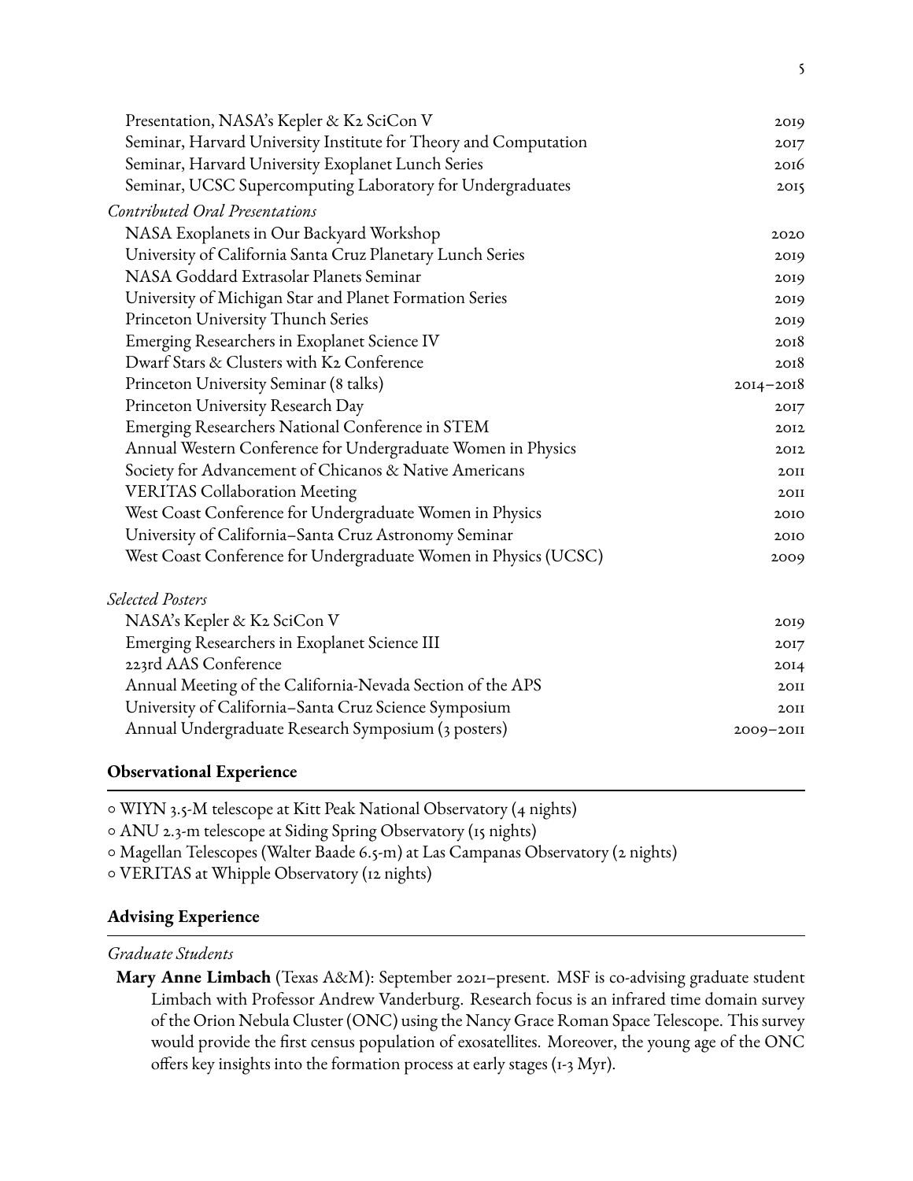Presentation, NASA's Kepler & K2 SciCon V — 2019
Seminar, Harvard University Institute for Theory and Computation — 2017
Seminar, Harvard University Exoplanet Lunch Series — 2016
Seminar, UCSC Supercomputing Laboratory for Undergraduates — 2015

*Contributed Oral Presentations*

NASA Exoplanets in Our Backyard Workshop — 2020
University of California Santa Cruz Planetary Lunch Series — 2019
NASA Goddard Extrasolar Planets Seminar — 2019
University of Michigan Star and Planet Formation Series — 2019
Princeton University Thunch Series — 2019
Emerging Researchers in Exoplanet Science IV — 2018
Dwarf Stars & Clusters with K2 Conference — 2018
Princeton University Seminar (8 talks) — 2014–2018
Princeton University Research Day — 2017
Emerging Researchers National Conference in STEM — 2012
Annual Western Conference for Undergraduate Women in Physics — 2012
Society for Advancement of Chicanos & Native Americans — 2011
VERITAS Collaboration Meeting — 2011
West Coast Conference for Undergraduate Women in Physics — 2010
University of California–Santa Cruz Astronomy Seminar — 2010
West Coast Conference for Undergraduate Women in Physics (UCSC) — 2009

*Selected Posters*

NASA's Kepler & K2 SciCon V — 2019
Emerging Researchers in Exoplanet Science III — 2017
223rd AAS Conference — 2014
Annual Meeting of the California-Nevada Section of the APS — 2011
University of California–Santa Cruz Science Symposium — 2011
Annual Undergraduate Research Symposium (3 posters) — 2009–2011

## Observational Experience

- WIYN 3.5-M telescope at Kitt Peak National Observatory (4 nights)
- ANU 2.3-m telescope at Siding Spring Observatory (15 nights)
- Magellan Telescopes (Walter Baade 6.5-m) at Las Campanas Observatory (2 nights)
- VERITAS at Whipple Observatory (12 nights)

## Advising Experience

*Graduate Students*

**Mary Anne Limbach** (Texas A&M): September 2021–present. MSF is co-advising graduate student Limbach with Professor Andrew Vanderburg. Research focus is an infrared time domain survey of the Orion Nebula Cluster (ONC) using the Nancy Grace Roman Space Telescope. This survey would provide the first census population of exosatellites. Moreover, the young age of the ONC offers key insights into the formation process at early stages (1-3 Myr).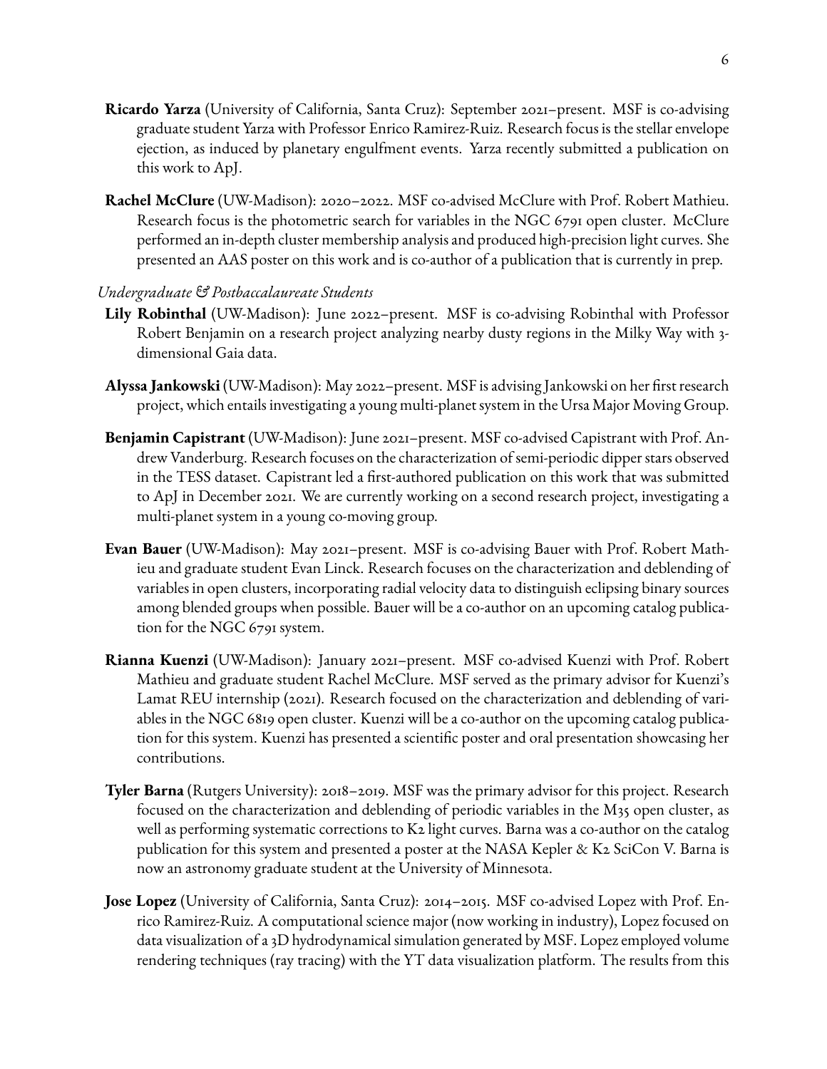**Ricardo Yarza** (University of California, Santa Cruz): September 2021–present. MSF is co-advising graduate student Yarza with Professor Enrico Ramirez-Ruiz. Research focus is the stellar envelope ejection, as induced by planetary engulfment events. Yarza recently submitted a publication on this work to ApJ.

**Rachel McClure** (UW-Madison): 2020–2022. MSF co-advised McClure with Prof. Robert Mathieu. Research focus is the photometric search for variables in the NGC 6791 open cluster. McClure performed an in-depth cluster membership analysis and produced high-precision light curves. She presented an AAS poster on this work and is co-author of a publication that is currently in prep.

*Undergraduate & Postbaccalaureate Students*

**Lily Robinthal** (UW-Madison): June 2022–present. MSF is co-advising Robinthal with Professor Robert Benjamin on a research project analyzing nearby dusty regions in the Milky Way with 3-dimensional Gaia data.

**Alyssa Jankowski** (UW-Madison): May 2022–present. MSF is advising Jankowski on her first research project, which entails investigating a young multi-planet system in the Ursa Major Moving Group.

**Benjamin Capistrant** (UW-Madison): June 2021–present. MSF co-advised Capistrant with Prof. Andrew Vanderburg. Research focuses on the characterization of semi-periodic dipper stars observed in the TESS dataset. Capistrant led a first-authored publication on this work that was submitted to ApJ in December 2021. We are currently working on a second research project, investigating a multi-planet system in a young co-moving group.

**Evan Bauer** (UW-Madison): May 2021–present. MSF is co-advising Bauer with Prof. Robert Mathieu and graduate student Evan Linck. Research focuses on the characterization and deblending of variables in open clusters, incorporating radial velocity data to distinguish eclipsing binary sources among blended groups when possible. Bauer will be a co-author on an upcoming catalog publication for the NGC 6791 system.

**Rianna Kuenzi** (UW-Madison): January 2021–present. MSF co-advised Kuenzi with Prof. Robert Mathieu and graduate student Rachel McClure. MSF served as the primary advisor for Kuenzi's Lamat REU internship (2021). Research focused on the characterization and deblending of variables in the NGC 6819 open cluster. Kuenzi will be a co-author on the upcoming catalog publication for this system. Kuenzi has presented a scientific poster and oral presentation showcasing her contributions.

**Tyler Barna** (Rutgers University): 2018–2019. MSF was the primary advisor for this project. Research focused on the characterization and deblending of periodic variables in the M35 open cluster, as well as performing systematic corrections to K2 light curves. Barna was a co-author on the catalog publication for this system and presented a poster at the NASA Kepler & K2 SciCon V. Barna is now an astronomy graduate student at the University of Minnesota.

**Jose Lopez** (University of California, Santa Cruz): 2014–2015. MSF co-advised Lopez with Prof. Enrico Ramirez-Ruiz. A computational science major (now working in industry), Lopez focused on data visualization of a 3D hydrodynamical simulation generated by MSF. Lopez employed volume rendering techniques (ray tracing) with the YT data visualization platform. The results from this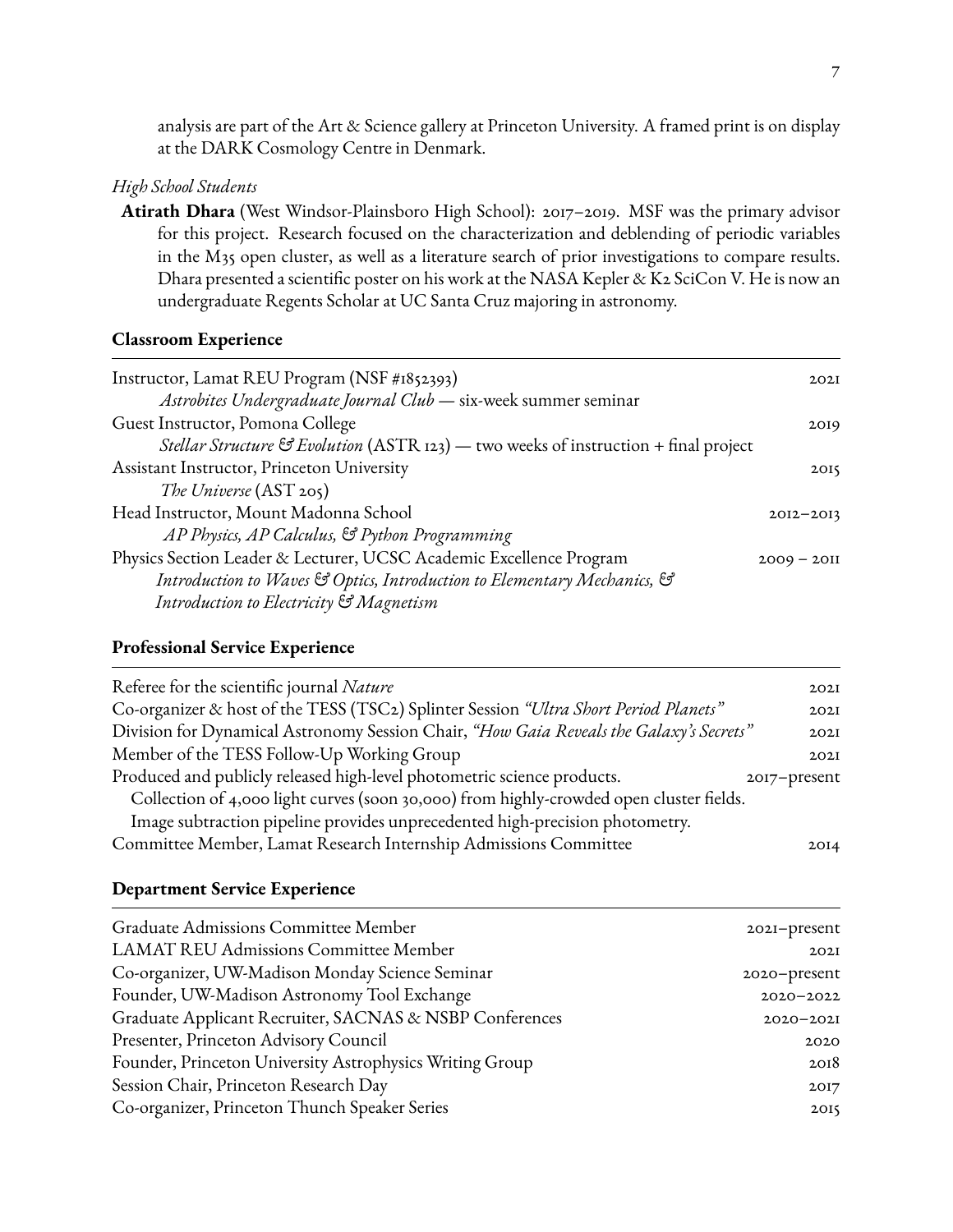analysis are part of the Art & Science gallery at Princeton University. A framed print is on display at the DARK Cosmology Centre in Denmark.

*High School Students*

**Atirath Dhara** (West Windsor-Plainsboro High School): 2017–2019. MSF was the primary advisor for this project. Research focused on the characterization and deblending of periodic variables in the M35 open cluster, as well as a literature search of prior investigations to compare results. Dhara presented a scientific poster on his work at the NASA Kepler & K2 SciCon V. He is now an undergraduate Regents Scholar at UC Santa Cruz majoring in astronomy.

## Classroom Experience

Instructor, Lamat REU Program (NSF #1852393) — 2021
*Astrobites Undergraduate Journal Club* — six-week summer seminar

Guest Instructor, Pomona College — 2019
*Stellar Structure & Evolution* (ASTR 123) — two weeks of instruction + final project

Assistant Instructor, Princeton University — 2015
*The Universe* (AST 205)

Head Instructor, Mount Madonna School — 2012–2013
*AP Physics, AP Calculus, & Python Programming*

Physics Section Leader & Lecturer, UCSC Academic Excellence Program — 2009 – 2011
*Introduction to Waves & Optics, Introduction to Elementary Mechanics, & Introduction to Electricity & Magnetism*

## Professional Service Experience

Referee for the scientific journal *Nature* — 2021

Co-organizer & host of the TESS (TSC2) Splinter Session *"Ultra Short Period Planets"* — 2021

Division for Dynamical Astronomy Session Chair, *"How Gaia Reveals the Galaxy's Secrets"* — 2021

Member of the TESS Follow-Up Working Group — 2021

Produced and publicly released high-level photometric science products. — 2017–present
Collection of 4,000 light curves (soon 30,000) from highly-crowded open cluster fields.
Image subtraction pipeline provides unprecedented high-precision photometry.

Committee Member, Lamat Research Internship Admissions Committee — 2014

## Department Service Experience

Graduate Admissions Committee Member — 2021–present

LAMAT REU Admissions Committee Member — 2021

Co-organizer, UW-Madison Monday Science Seminar — 2020–present

Founder, UW-Madison Astronomy Tool Exchange — 2020–2022

Graduate Applicant Recruiter, SACNAS & NSBP Conferences — 2020–2021

Presenter, Princeton Advisory Council — 2020

Founder, Princeton University Astrophysics Writing Group — 2018

Session Chair, Princeton Research Day — 2017

Co-organizer, Princeton Thunch Speaker Series — 2015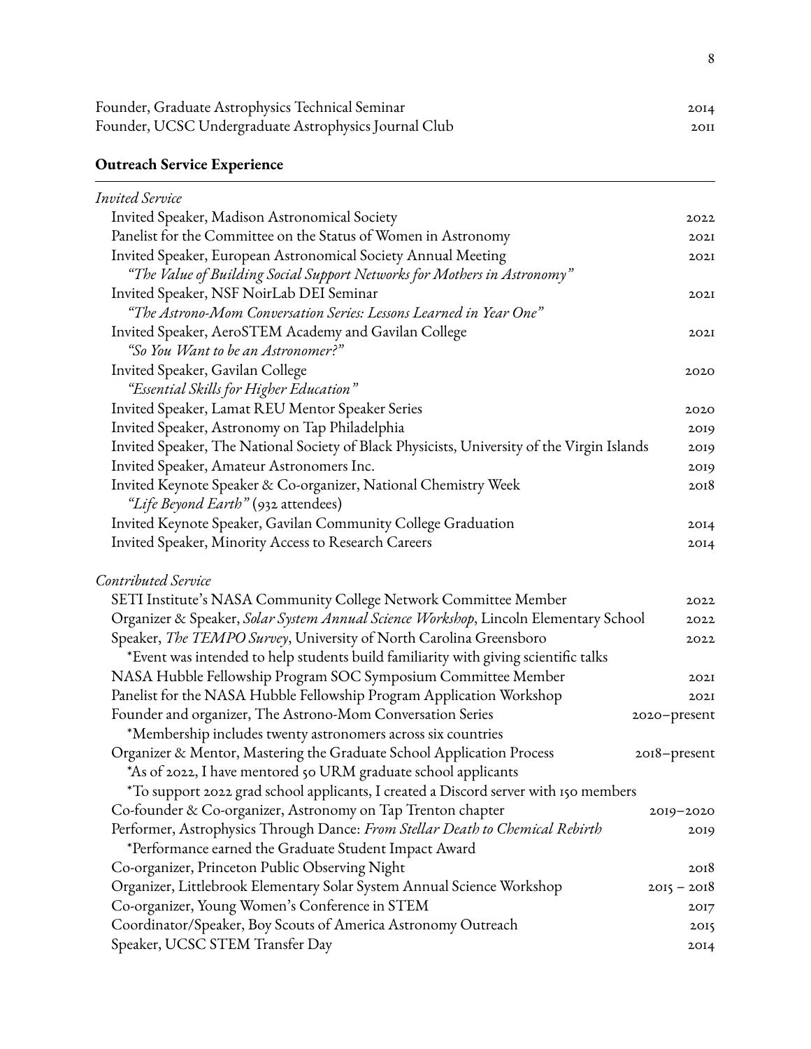Founder, Graduate Astrophysics Technical Seminar 2014
Founder, UCSC Undergraduate Astrophysics Journal Club 2011

## Outreach Service Experience

*Invited Service*

- Invited Speaker, Madison Astronomical Society 2022
- Panelist for the Committee on the Status of Women in Astronomy 2021
- Invited Speaker, European Astronomical Society Annual Meeting 2021
  *"The Value of Building Social Support Networks for Mothers in Astronomy"*
- Invited Speaker, NSF NoirLab DEI Seminar 2021
  *"The Astrono-Mom Conversation Series: Lessons Learned in Year One"*
- Invited Speaker, AeroSTEM Academy and Gavilan College 2021
  *"So You Want to be an Astronomer?"*
- Invited Speaker, Gavilan College 2020
  *"Essential Skills for Higher Education"*
- Invited Speaker, Lamat REU Mentor Speaker Series 2020
- Invited Speaker, Astronomy on Tap Philadelphia 2019
- Invited Speaker, The National Society of Black Physicists, University of the Virgin Islands 2019
- Invited Speaker, Amateur Astronomers Inc. 2019
- Invited Keynote Speaker & Co-organizer, National Chemistry Week 2018
  *"Life Beyond Earth"* (932 attendees)
- Invited Keynote Speaker, Gavilan Community College Graduation 2014
- Invited Speaker, Minority Access to Research Careers 2014

*Contributed Service*

- SETI Institute's NASA Community College Network Committee Member 2022
- Organizer & Speaker, *Solar System Annual Science Workshop*, Lincoln Elementary School 2022
- Speaker, *The TEMPO Survey*, University of North Carolina Greensboro 2022
  *Event was intended to help students build familiarity with giving scientific talks
- NASA Hubble Fellowship Program SOC Symposium Committee Member 2021
- Panelist for the NASA Hubble Fellowship Program Application Workshop 2021
- Founder and organizer, The Astrono-Mom Conversation Series 2020–present
  *Membership includes twenty astronomers across six countries
- Organizer & Mentor, Mastering the Graduate School Application Process 2018–present
  *As of 2022, I have mentored 50 URM graduate school applicants
  *To support 2022 grad school applicants, I created a Discord server with 150 members
- Co-founder & Co-organizer, Astronomy on Tap Trenton chapter 2019–2020
- Performer, Astrophysics Through Dance: *From Stellar Death to Chemical Rebirth* 2019
  *Performance earned the Graduate Student Impact Award
- Co-organizer, Princeton Public Observing Night 2018
- Organizer, Littlebrook Elementary Solar System Annual Science Workshop 2015 – 2018
- Co-organizer, Young Women's Conference in STEM 2017
- Coordinator/Speaker, Boy Scouts of America Astronomy Outreach 2015
- Speaker, UCSC STEM Transfer Day 2014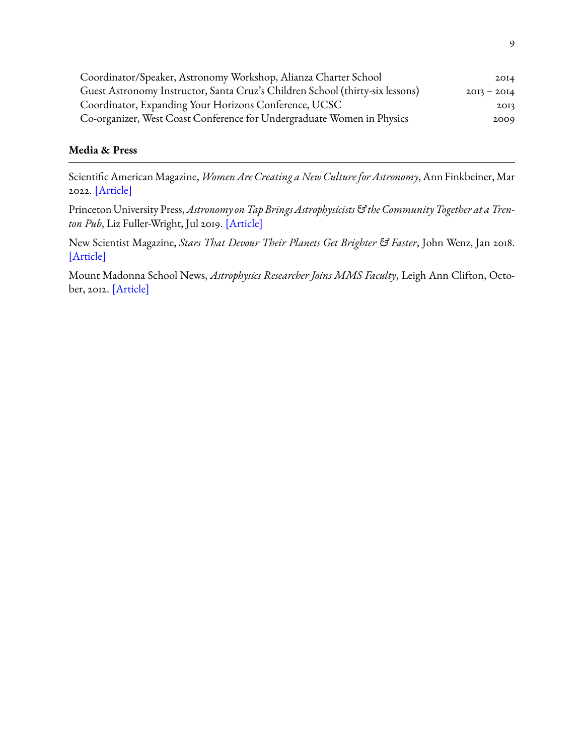| | |
|---|---|
| Coordinator/Speaker, Astronomy Workshop, Alianza Charter School | 2014 |
| Guest Astronomy Instructor, Santa Cruz's Children School (thirty-six lessons) | 2013 – 2014 |
| Coordinator, Expanding Your Horizons Conference, UCSC | 2013 |
| Co-organizer, West Coast Conference for Undergraduate Women in Physics | 2009 |

## Media & Press

Scientific American Magazine, *Women Are Creating a New Culture for Astronomy*, Ann Finkbeiner, Mar 2022. [Article]

Princeton University Press, *Astronomy on Tap Brings Astrophysicists & the Community Together at a Trenton Pub*, Liz Fuller-Wright, Jul 2019. [Article]

New Scientist Magazine, *Stars That Devour Their Planets Get Brighter & Faster*, John Wenz, Jan 2018. [Article]

Mount Madonna School News, *Astrophysics Researcher Joins MMS Faculty*, Leigh Ann Clifton, October, 2012. [Article]